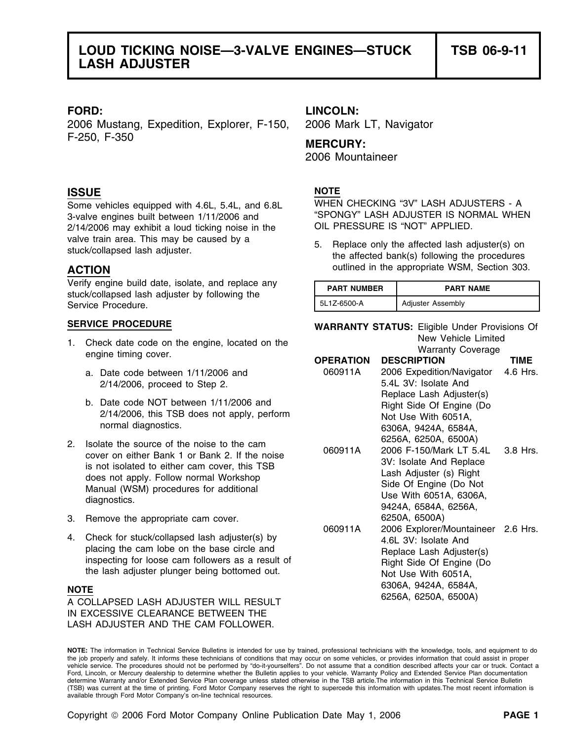# LOUD TICKING NOISE—3-VALVE ENGINES—STUCK LASH ADJUSTER

# TSB 06-9-11

**FORD:**
2006 Mustang, Expedition, Explorer, F-150, F-250, F-350

**LINCOLN:**
2006 Mark LT, Navigator

**MERCURY:**
2006 Mountaineer

## ISSUE

Some vehicles equipped with 4.6L, 5.4L, and 6.8L 3-valve engines built between 1/11/2006 and 2/14/2006 may exhibit a loud ticking noise in the valve train area. This may be caused by a stuck/collapsed lash adjuster.

## ACTION

Verify engine build date, isolate, and replace any stuck/collapsed lash adjuster by following the Service Procedure.

### SERVICE PROCEDURE

1. Check date code on the engine, located on the engine timing cover.
   a. Date code between 1/11/2006 and 2/14/2006, proceed to Step 2.
   b. Date code NOT between 1/11/2006 and 2/14/2006, this TSB does not apply, perform normal diagnostics.
2. Isolate the source of the noise to the cam cover on either Bank 1 or Bank 2. If the noise is not isolated to either cam cover, this TSB does not apply. Follow normal Workshop Manual (WSM) procedures for additional diagnostics.
3. Remove the appropriate cam cover.
4. Check for stuck/collapsed lash adjuster(s) by placing the cam lobe on the base circle and inspecting for loose cam followers as a result of the lash adjuster plunger being bottomed out.

**NOTE**
A COLLAPSED LASH ADJUSTER WILL RESULT IN EXCESSIVE CLEARANCE BETWEEN THE LASH ADJUSTER AND THE CAM FOLLOWER.

**NOTE**
WHEN CHECKING "3V" LASH ADJUSTERS - A "SPONGY" LASH ADJUSTER IS NORMAL WHEN OIL PRESSURE IS "NOT" APPLIED.

5. Replace only the affected lash adjuster(s) on the affected bank(s) following the procedures outlined in the appropriate WSM, Section 303.

| PART NUMBER | PART NAME |
|---|---|
| 5L1Z-6500-A | Adjuster Assembly |

**WARRANTY STATUS:** Eligible Under Provisions Of New Vehicle Limited Warranty Coverage

| OPERATION | DESCRIPTION | TIME |
|---|---|---|
| 060911A | 2006 Expedition/Navigator 5.4L 3V: Isolate And Replace Lash Adjuster(s) Right Side Of Engine (Do Not Use With 6051A, 6306A, 9424A, 6584A, 6256A, 6250A, 6500A) | 4.6 Hrs. |
| 060911A | 2006 F-150/Mark LT 5.4L 3V: Isolate And Replace Lash Adjuster (s) Right Side Of Engine (Do Not Use With 6051A, 6306A, 9424A, 6584A, 6256A, 6250A, 6500A) | 3.8 Hrs. |
| 060911A | 2006 Explorer/Mountaineer 4.6L 3V: Isolate And Replace Lash Adjuster(s) Right Side Of Engine (Do Not Use With 6051A, 6306A, 9424A, 6584A, 6256A, 6250A, 6500A) | 2.6 Hrs. |

**NOTE:** The information in Technical Service Bulletins is intended for use by trained, professional technicians with the knowledge, tools, and equipment to do the job properly and safely. It informs these technicians of conditions that may occur on some vehicles, or provides information that could assist in proper vehicle service. The procedures should not be performed by "do-it-yourselfers". Do not assume that a condition described affects your car or truck. Contact a Ford, Lincoln, or Mercury dealership to determine whether the Bulletin applies to your vehicle. Warranty Policy and Extended Service Plan documentation determine Warranty and/or Extended Service Plan coverage unless stated otherwise in the TSB article.The information in this Technical Service Bulletin (TSB) was current at the time of printing. Ford Motor Company reserves the right to supercede this information with updates.The most recent information is available through Ford Motor Company's on-line technical resources.

Copyright © 2006 Ford Motor Company Online Publication Date May 1, 2006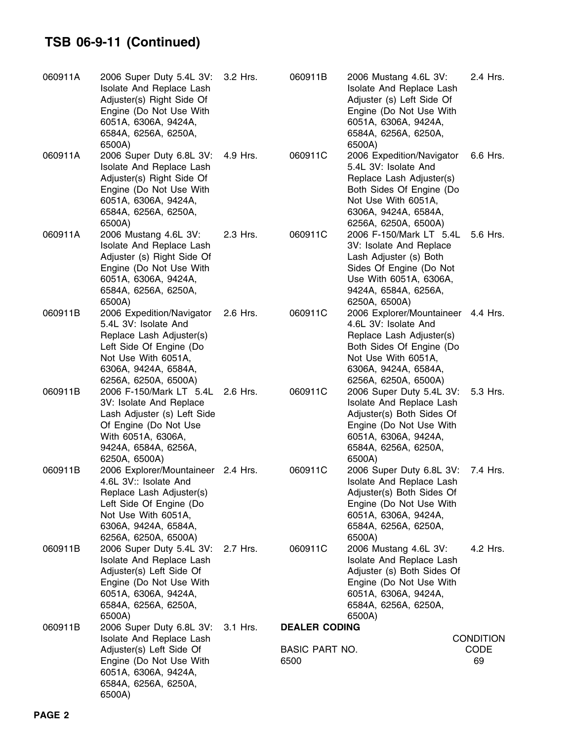# TSB 06-9-11 (Continued)

| | | |
|---|---|---|
| 060911A | 2006 Super Duty 5.4L 3V: Isolate And Replace Lash Adjuster(s) Right Side Of Engine (Do Not Use With 6051A, 6306A, 9424A, 6584A, 6256A, 6250A, 6500A) | 3.2 Hrs. |
| 060911A | 2006 Super Duty 6.8L 3V: Isolate And Replace Lash Adjuster(s) Right Side Of Engine (Do Not Use With 6051A, 6306A, 9424A, 6584A, 6256A, 6250A, 6500A) | 4.9 Hrs. |
| 060911A | 2006 Mustang 4.6L 3V: Isolate And Replace Lash Adjuster (s) Right Side Of Engine (Do Not Use With 6051A, 6306A, 9424A, 6584A, 6256A, 6250A, 6500A) | 2.3 Hrs. |
| 060911B | 2006 Expedition/Navigator 5.4L 3V: Isolate And Replace Lash Adjuster(s) Left Side Of Engine (Do Not Use With 6051A, 6306A, 9424A, 6584A, 6256A, 6250A, 6500A) | 2.6 Hrs. |
| 060911B | 2006 F-150/Mark LT 5.4L 3V: Isolate And Replace Lash Adjuster (s) Left Side Of Engine (Do Not Use With 6051A, 6306A, 9424A, 6584A, 6256A, 6250A, 6500A) | 2.6 Hrs. |
| 060911B | 2006 Explorer/Mountaineer 4.6L 3V:: Isolate And Replace Lash Adjuster(s) Left Side Of Engine (Do Not Use With 6051A, 6306A, 9424A, 6584A, 6256A, 6250A, 6500A) | 2.4 Hrs. |
| 060911B | 2006 Super Duty 5.4L 3V: Isolate And Replace Lash Adjuster(s) Left Side Of Engine (Do Not Use With 6051A, 6306A, 9424A, 6584A, 6256A, 6250A, 6500A) | 2.7 Hrs. |
| 060911B | 2006 Super Duty 6.8L 3V: Isolate And Replace Lash Adjuster(s) Left Side Of Engine (Do Not Use With 6051A, 6306A, 9424A, 6584A, 6256A, 6250A, 6500A) | 3.1 Hrs. |
| 060911B | 2006 Mustang 4.6L 3V: Isolate And Replace Lash Adjuster (s) Left Side Of Engine (Do Not Use With 6051A, 6306A, 9424A, 6584A, 6256A, 6250A, 6500A) | 2.4 Hrs. |
| 060911C | 2006 Expedition/Navigator 5.4L 3V: Isolate And Replace Lash Adjuster(s) Both Sides Of Engine (Do Not Use With 6051A, 6306A, 9424A, 6584A, 6256A, 6250A, 6500A) | 6.6 Hrs. |
| 060911C | 2006 F-150/Mark LT 5.4L 3V: Isolate And Replace Lash Adjuster (s) Both Sides Of Engine (Do Not Use With 6051A, 6306A, 9424A, 6584A, 6256A, 6250A, 6500A) | 5.6 Hrs. |
| 060911C | 2006 Explorer/Mountaineer 4.6L 3V: Isolate And Replace Lash Adjuster(s) Both Sides Of Engine (Do Not Use With 6051A, 6306A, 9424A, 6584A, 6256A, 6250A, 6500A) | 4.4 Hrs. |
| 060911C | 2006 Super Duty 5.4L 3V: Isolate And Replace Lash Adjuster(s) Both Sides Of Engine (Do Not Use With 6051A, 6306A, 9424A, 6584A, 6256A, 6250A, 6500A) | 5.3 Hrs. |
| 060911C | 2006 Super Duty 6.8L 3V: Isolate And Replace Lash Adjuster(s) Both Sides Of Engine (Do Not Use With 6051A, 6306A, 9424A, 6584A, 6256A, 6250A, 6500A) | 7.4 Hrs. |
| 060911C | 2006 Mustang 4.6L 3V: Isolate And Replace Lash Adjuster (s) Both Sides Of Engine (Do Not Use With 6051A, 6306A, 9424A, 6584A, 6256A, 6250A, 6500A) | 4.2 Hrs. |

**DEALER CODING**

| BASIC PART NO. | CONDITION CODE |
|---|---|
| 6500 | 69 |